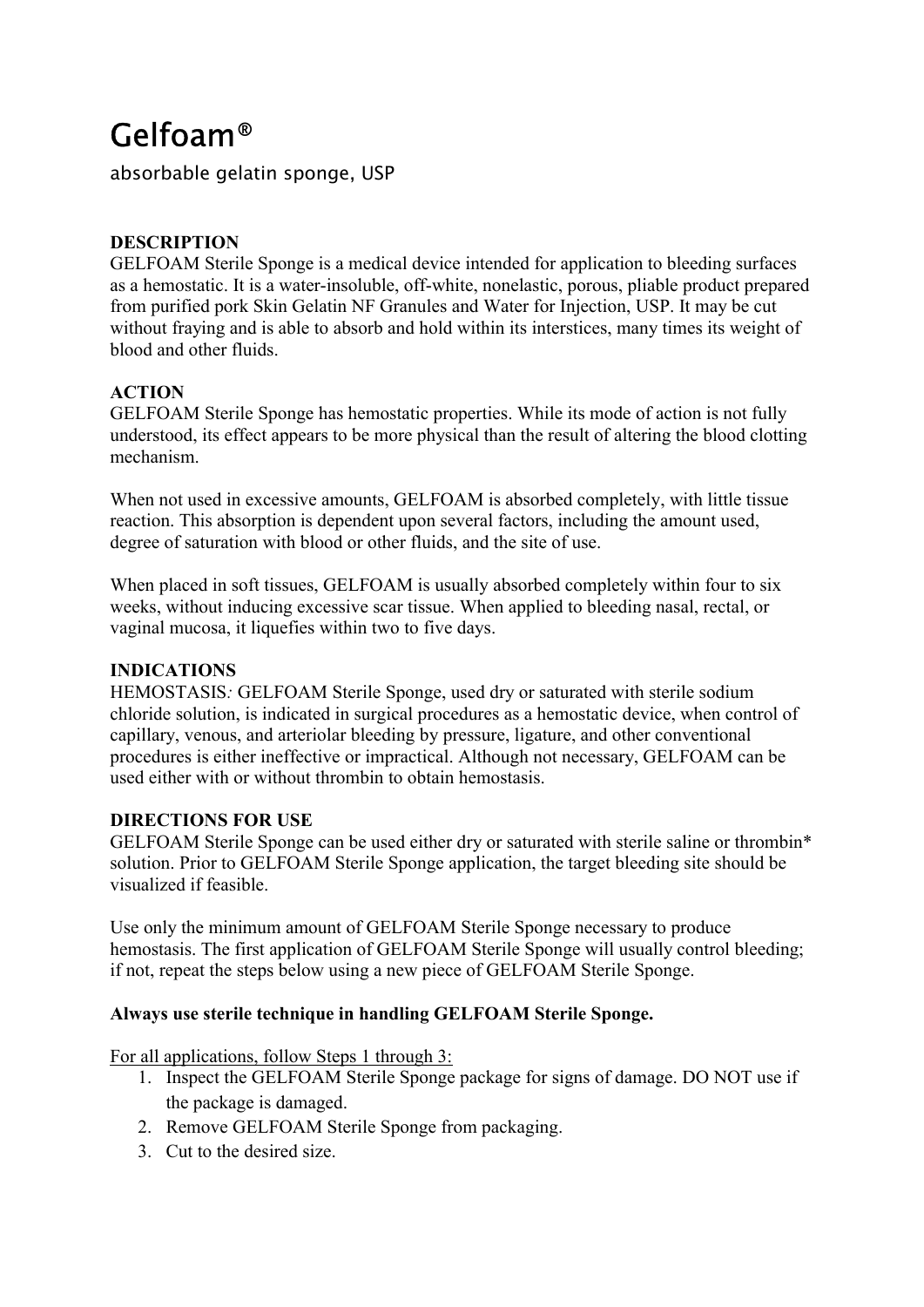# Gelfoam®

absorbable gelatin sponge, USP

## DESCRIPTION

GELFOAM Sterile Sponge is a medical device intended for application to bleeding surfaces as a hemostatic. It is a water-insoluble, off-white, nonelastic, porous, pliable product prepared from purified pork Skin Gelatin NF Granules and Water for Injection, USP. It may be cut without fraying and is able to absorb and hold within its interstices, many times its weight of blood and other fluids.

## ACTION

GELFOAM Sterile Sponge has hemostatic properties. While its mode of action is not fully understood, its effect appears to be more physical than the result of altering the blood clotting mechanism.

When not used in excessive amounts, GELFOAM is absorbed completely, with little tissue reaction. This absorption is dependent upon several factors, including the amount used, degree of saturation with blood or other fluids, and the site of use.

When placed in soft tissues, GELFOAM is usually absorbed completely within four to six weeks, without inducing excessive scar tissue. When applied to bleeding nasal, rectal, or vaginal mucosa, it liquefies within two to five days.

## INDICATIONS

HEMOSTASIS*:* GELFOAM Sterile Sponge, used dry or saturated with sterile sodium chloride solution, is indicated in surgical procedures as a hemostatic device, when control of capillary, venous, and arteriolar bleeding by pressure, ligature, and other conventional procedures is either ineffective or impractical. Although not necessary, GELFOAM can be used either with or without thrombin to obtain hemostasis.

## DIRECTIONS FOR USE

GELFOAM Sterile Sponge can be used either dry or saturated with sterile saline or thrombin* solution. Prior to GELFOAM Sterile Sponge application, the target bleeding site should be visualized if feasible.

Use only the minimum amount of GELFOAM Sterile Sponge necessary to produce hemostasis. The first application of GELFOAM Sterile Sponge will usually control bleeding; if not, repeat the steps below using a new piece of GELFOAM Sterile Sponge.

**Always use sterile technique in handling GELFOAM Sterile Sponge.**

<u>For all applications, follow Steps 1 through 3:</u>

1. Inspect the GELFOAM Sterile Sponge package for signs of damage. DO NOT use if the package is damaged.
2. Remove GELFOAM Sterile Sponge from packaging.
3. Cut to the desired size.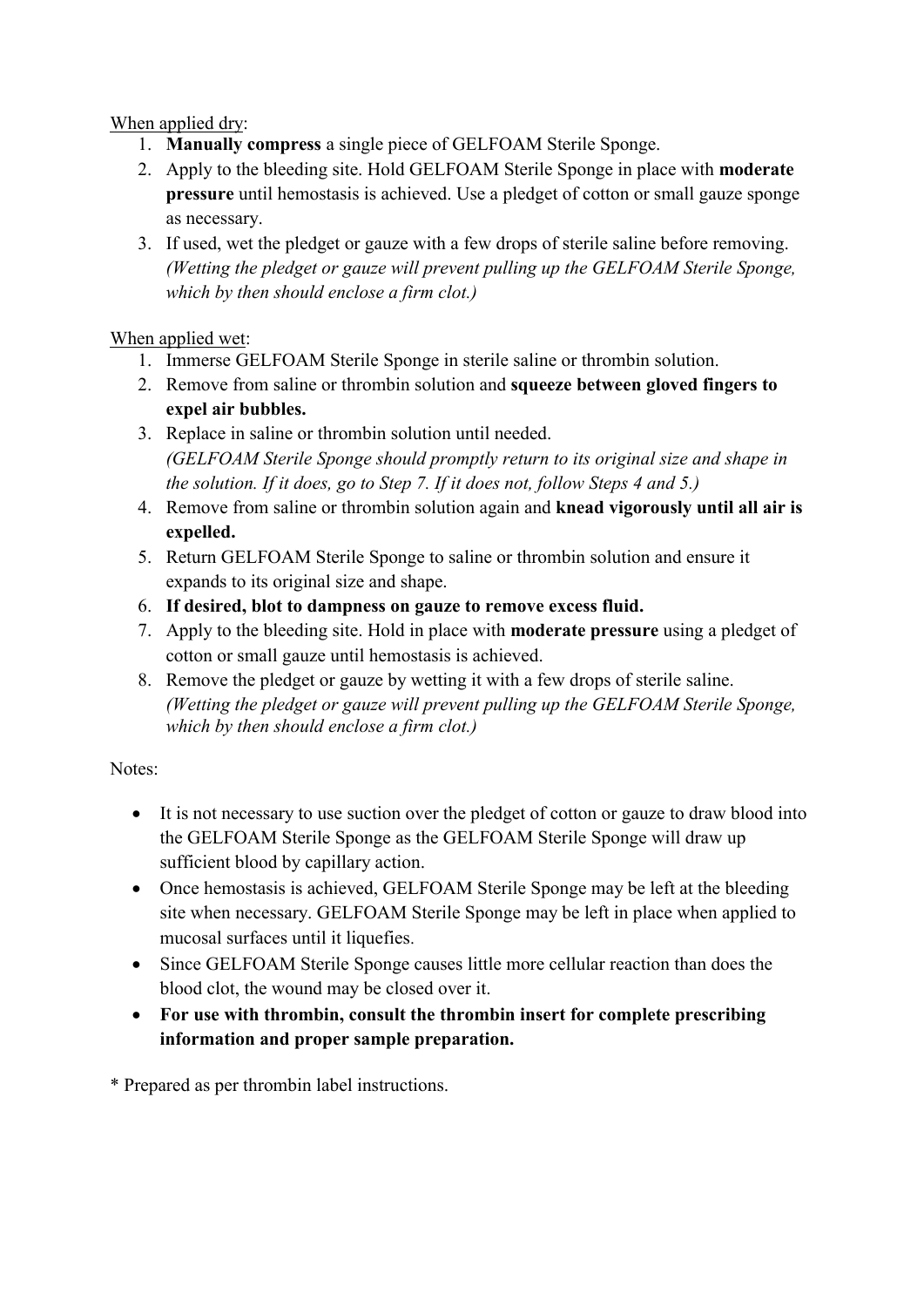<u>When applied dry</u>:

1. **Manually compress** a single piece of GELFOAM Sterile Sponge.
2. Apply to the bleeding site. Hold GELFOAM Sterile Sponge in place with **moderate pressure** until hemostasis is achieved. Use a pledget of cotton or small gauze sponge as necessary.
3. If used, wet the pledget or gauze with a few drops of sterile saline before removing. *(Wetting the pledget or gauze will prevent pulling up the GELFOAM Sterile Sponge, which by then should enclose a firm clot.)*

<u>When applied wet</u>:

1. Immerse GELFOAM Sterile Sponge in sterile saline or thrombin solution.
2. Remove from saline or thrombin solution and **squeeze between gloved fingers to expel air bubbles.**
3. Replace in saline or thrombin solution until needed. *(GELFOAM Sterile Sponge should promptly return to its original size and shape in the solution. If it does, go to Step 7. If it does not, follow Steps 4 and 5.)*
4. Remove from saline or thrombin solution again and **knead vigorously until all air is expelled.**
5. Return GELFOAM Sterile Sponge to saline or thrombin solution and ensure it expands to its original size and shape.
6. **If desired, blot to dampness on gauze to remove excess fluid.**
7. Apply to the bleeding site. Hold in place with **moderate pressure** using a pledget of cotton or small gauze until hemostasis is achieved.
8. Remove the pledget or gauze by wetting it with a few drops of sterile saline. *(Wetting the pledget or gauze will prevent pulling up the GELFOAM Sterile Sponge, which by then should enclose a firm clot.)*

Notes:

- It is not necessary to use suction over the pledget of cotton or gauze to draw blood into the GELFOAM Sterile Sponge as the GELFOAM Sterile Sponge will draw up sufficient blood by capillary action.
- Once hemostasis is achieved, GELFOAM Sterile Sponge may be left at the bleeding site when necessary. GELFOAM Sterile Sponge may be left in place when applied to mucosal surfaces until it liquefies.
- Since GELFOAM Sterile Sponge causes little more cellular reaction than does the blood clot, the wound may be closed over it.
- **For use with thrombin, consult the thrombin insert for complete prescribing information and proper sample preparation.**

\* Prepared as per thrombin label instructions.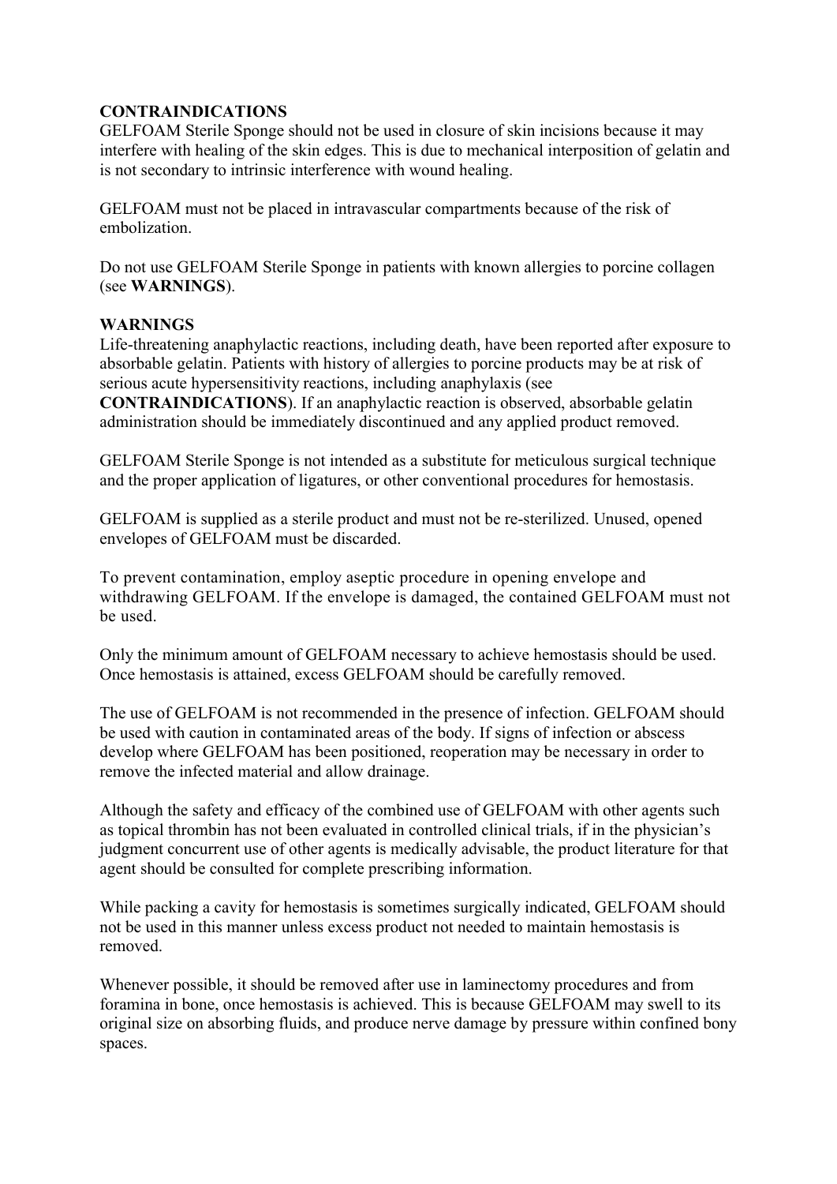## CONTRAINDICATIONS

GELFOAM Sterile Sponge should not be used in closure of skin incisions because it may interfere with healing of the skin edges. This is due to mechanical interposition of gelatin and is not secondary to intrinsic interference with wound healing.

GELFOAM must not be placed in intravascular compartments because of the risk of embolization.

Do not use GELFOAM Sterile Sponge in patients with known allergies to porcine collagen (see **WARNINGS**).

## WARNINGS

Life-threatening anaphylactic reactions, including death, have been reported after exposure to absorbable gelatin. Patients with history of allergies to porcine products may be at risk of serious acute hypersensitivity reactions, including anaphylaxis (see **CONTRAINDICATIONS**). If an anaphylactic reaction is observed, absorbable gelatin administration should be immediately discontinued and any applied product removed.

GELFOAM Sterile Sponge is not intended as a substitute for meticulous surgical technique and the proper application of ligatures, or other conventional procedures for hemostasis.

GELFOAM is supplied as a sterile product and must not be re-sterilized. Unused, opened envelopes of GELFOAM must be discarded.

To prevent contamination, employ aseptic procedure in opening envelope and withdrawing GELFOAM. If the envelope is damaged, the contained GELFOAM must not be used.

Only the minimum amount of GELFOAM necessary to achieve hemostasis should be used. Once hemostasis is attained, excess GELFOAM should be carefully removed.

The use of GELFOAM is not recommended in the presence of infection. GELFOAM should be used with caution in contaminated areas of the body. If signs of infection or abscess develop where GELFOAM has been positioned, reoperation may be necessary in order to remove the infected material and allow drainage.

Although the safety and efficacy of the combined use of GELFOAM with other agents such as topical thrombin has not been evaluated in controlled clinical trials, if in the physician's judgment concurrent use of other agents is medically advisable, the product literature for that agent should be consulted for complete prescribing information.

While packing a cavity for hemostasis is sometimes surgically indicated, GELFOAM should not be used in this manner unless excess product not needed to maintain hemostasis is removed.

Whenever possible, it should be removed after use in laminectomy procedures and from foramina in bone, once hemostasis is achieved. This is because GELFOAM may swell to its original size on absorbing fluids, and produce nerve damage by pressure within confined bony spaces.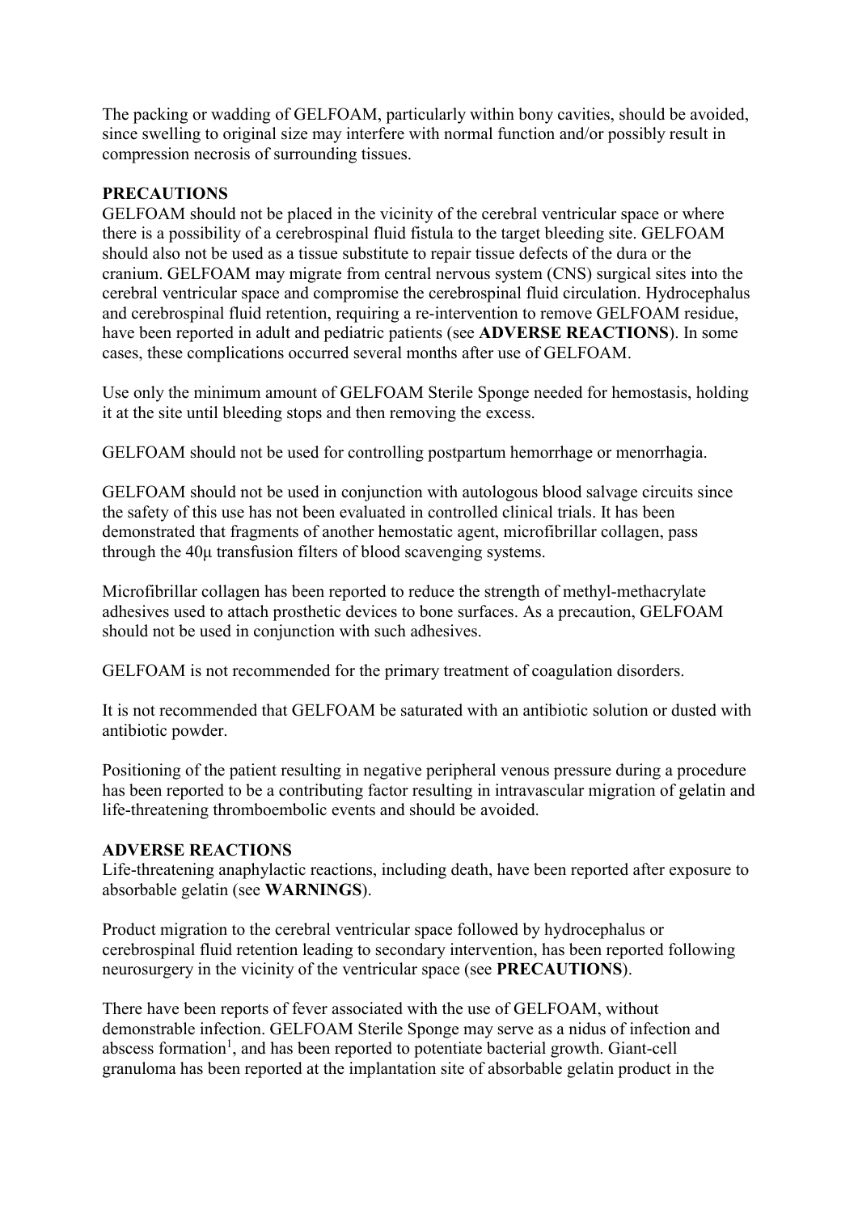The packing or wadding of GELFOAM, particularly within bony cavities, should be avoided, since swelling to original size may interfere with normal function and/or possibly result in compression necrosis of surrounding tissues.

## PRECAUTIONS

GELFOAM should not be placed in the vicinity of the cerebral ventricular space or where there is a possibility of a cerebrospinal fluid fistula to the target bleeding site. GELFOAM should also not be used as a tissue substitute to repair tissue defects of the dura or the cranium. GELFOAM may migrate from central nervous system (CNS) surgical sites into the cerebral ventricular space and compromise the cerebrospinal fluid circulation. Hydrocephalus and cerebrospinal fluid retention, requiring a re-intervention to remove GELFOAM residue, have been reported in adult and pediatric patients (see **ADVERSE REACTIONS**). In some cases, these complications occurred several months after use of GELFOAM.

Use only the minimum amount of GELFOAM Sterile Sponge needed for hemostasis, holding it at the site until bleeding stops and then removing the excess.

GELFOAM should not be used for controlling postpartum hemorrhage or menorrhagia.

GELFOAM should not be used in conjunction with autologous blood salvage circuits since the safety of this use has not been evaluated in controlled clinical trials. It has been demonstrated that fragments of another hemostatic agent, microfibrillar collagen, pass through the 40µ transfusion filters of blood scavenging systems.

Microfibrillar collagen has been reported to reduce the strength of methyl-methacrylate adhesives used to attach prosthetic devices to bone surfaces. As a precaution, GELFOAM should not be used in conjunction with such adhesives.

GELFOAM is not recommended for the primary treatment of coagulation disorders.

It is not recommended that GELFOAM be saturated with an antibiotic solution or dusted with antibiotic powder.

Positioning of the patient resulting in negative peripheral venous pressure during a procedure has been reported to be a contributing factor resulting in intravascular migration of gelatin and life-threatening thromboembolic events and should be avoided.

## ADVERSE REACTIONS

Life-threatening anaphylactic reactions, including death, have been reported after exposure to absorbable gelatin (see **WARNINGS**).

Product migration to the cerebral ventricular space followed by hydrocephalus or cerebrospinal fluid retention leading to secondary intervention, has been reported following neurosurgery in the vicinity of the ventricular space (see **PRECAUTIONS**).

There have been reports of fever associated with the use of GELFOAM, without demonstrable infection. GELFOAM Sterile Sponge may serve as a nidus of infection and abscess formation[1], and has been reported to potentiate bacterial growth. Giant-cell granuloma has been reported at the implantation site of absorbable gelatin product in the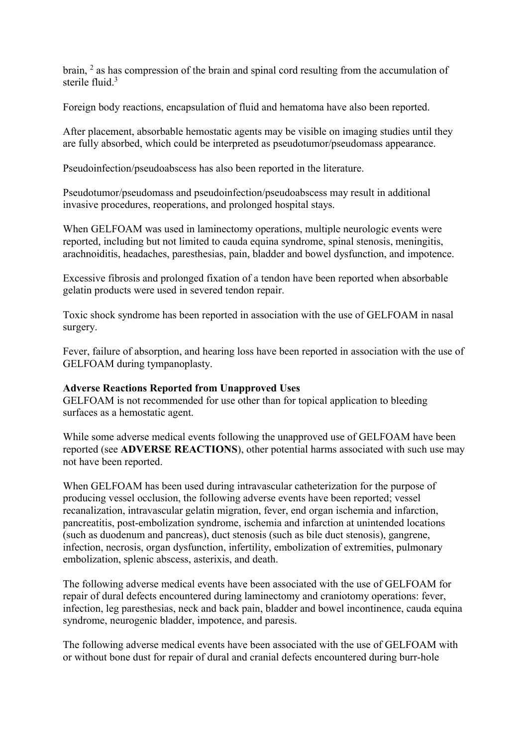brain, [2] as has compression of the brain and spinal cord resulting from the accumulation of sterile fluid.[3]

Foreign body reactions, encapsulation of fluid and hematoma have also been reported.

After placement, absorbable hemostatic agents may be visible on imaging studies until they are fully absorbed, which could be interpreted as pseudotumor/pseudomass appearance.

Pseudoinfection/pseudoabscess has also been reported in the literature.

Pseudotumor/pseudomass and pseudoinfection/pseudoabscess may result in additional invasive procedures, reoperations, and prolonged hospital stays.

When GELFOAM was used in laminectomy operations, multiple neurologic events were reported, including but not limited to cauda equina syndrome, spinal stenosis, meningitis, arachnoiditis, headaches, paresthesias, pain, bladder and bowel dysfunction, and impotence.

Excessive fibrosis and prolonged fixation of a tendon have been reported when absorbable gelatin products were used in severed tendon repair.

Toxic shock syndrome has been reported in association with the use of GELFOAM in nasal surgery.

Fever, failure of absorption, and hearing loss have been reported in association with the use of GELFOAM during tympanoplasty.

**Adverse Reactions Reported from Unapproved Uses**

GELFOAM is not recommended for use other than for topical application to bleeding surfaces as a hemostatic agent.

While some adverse medical events following the unapproved use of GELFOAM have been reported (see **ADVERSE REACTIONS**), other potential harms associated with such use may not have been reported.

When GELFOAM has been used during intravascular catheterization for the purpose of producing vessel occlusion, the following adverse events have been reported; vessel recanalization, intravascular gelatin migration, fever, end organ ischemia and infarction, pancreatitis, post-embolization syndrome, ischemia and infarction at unintended locations (such as duodenum and pancreas), duct stenosis (such as bile duct stenosis), gangrene, infection, necrosis, organ dysfunction, infertility, embolization of extremities, pulmonary embolization, splenic abscess, asterixis, and death.

The following adverse medical events have been associated with the use of GELFOAM for repair of dural defects encountered during laminectomy and craniotomy operations: fever, infection, leg paresthesias, neck and back pain, bladder and bowel incontinence, cauda equina syndrome, neurogenic bladder, impotence, and paresis.

The following adverse medical events have been associated with the use of GELFOAM with or without bone dust for repair of dural and cranial defects encountered during burr-hole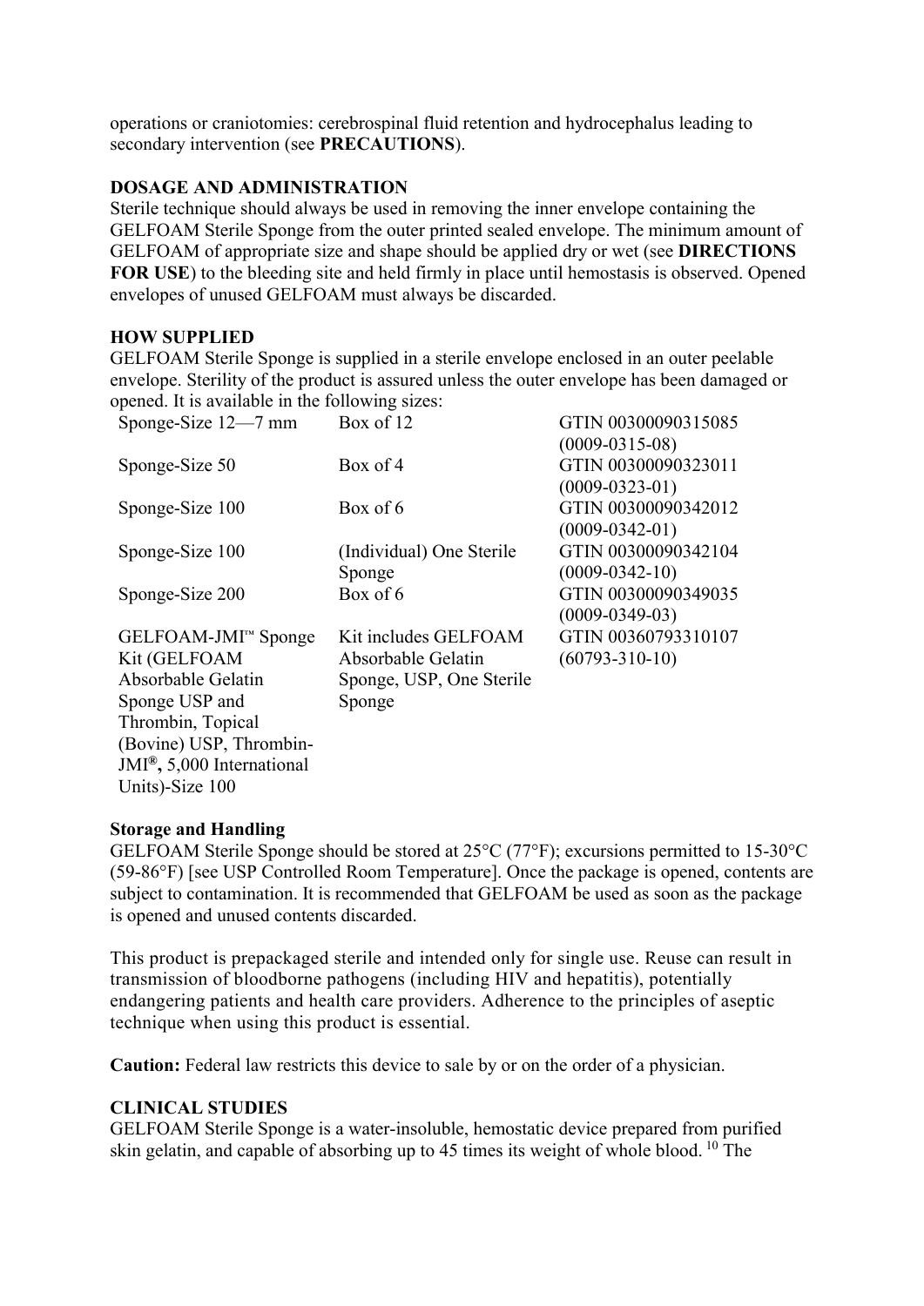operations or craniotomies: cerebrospinal fluid retention and hydrocephalus leading to secondary intervention (see **PRECAUTIONS**).

## DOSAGE AND ADMINISTRATION

Sterile technique should always be used in removing the inner envelope containing the GELFOAM Sterile Sponge from the outer printed sealed envelope. The minimum amount of GELFOAM of appropriate size and shape should be applied dry or wet (see **DIRECTIONS FOR USE**) to the bleeding site and held firmly in place until hemostasis is observed. Opened envelopes of unused GELFOAM must always be discarded.

## HOW SUPPLIED

GELFOAM Sterile Sponge is supplied in a sterile envelope enclosed in an outer peelable envelope. Sterility of the product is assured unless the outer envelope has been damaged or opened. It is available in the following sizes:

| | | |
|---|---|---|
| Sponge-Size 12—7 mm | Box of 12 | GTIN 00300090315085 (0009-0315-08) |
| Sponge-Size 50 | Box of 4 | GTIN 00300090323011 (0009-0323-01) |
| Sponge-Size 100 | Box of 6 | GTIN 00300090342012 (0009-0342-01) |
| Sponge-Size 100 | (Individual) One Sterile Sponge | GTIN 00300090342104 (0009-0342-10) |
| Sponge-Size 200 | Box of 6 | GTIN 00300090349035 (0009-0349-03) |
| GELFOAM-JMI™ Sponge Kit (GELFOAM Absorbable Gelatin Sponge USP and Thrombin, Topical (Bovine) USP, Thrombin-JMI®, 5,000 International Units)-Size 100 | Kit includes GELFOAM Absorbable Gelatin Sponge, USP, One Sterile Sponge | GTIN 00360793310107 (60793-310-10) |

### Storage and Handling

GELFOAM Sterile Sponge should be stored at 25°C (77°F); excursions permitted to 15-30°C (59-86°F) [see USP Controlled Room Temperature]. Once the package is opened, contents are subject to contamination. It is recommended that GELFOAM be used as soon as the package is opened and unused contents discarded.

This product is prepackaged sterile and intended only for single use. Reuse can result in transmission of bloodborne pathogens (including HIV and hepatitis), potentially endangering patients and health care providers. Adherence to the principles of aseptic technique when using this product is essential.

**Caution:** Federal law restricts this device to sale by or on the order of a physician.

## CLINICAL STUDIES

GELFOAM Sterile Sponge is a water-insoluble, hemostatic device prepared from purified skin gelatin, and capable of absorbing up to 45 times its weight of whole blood. [10] The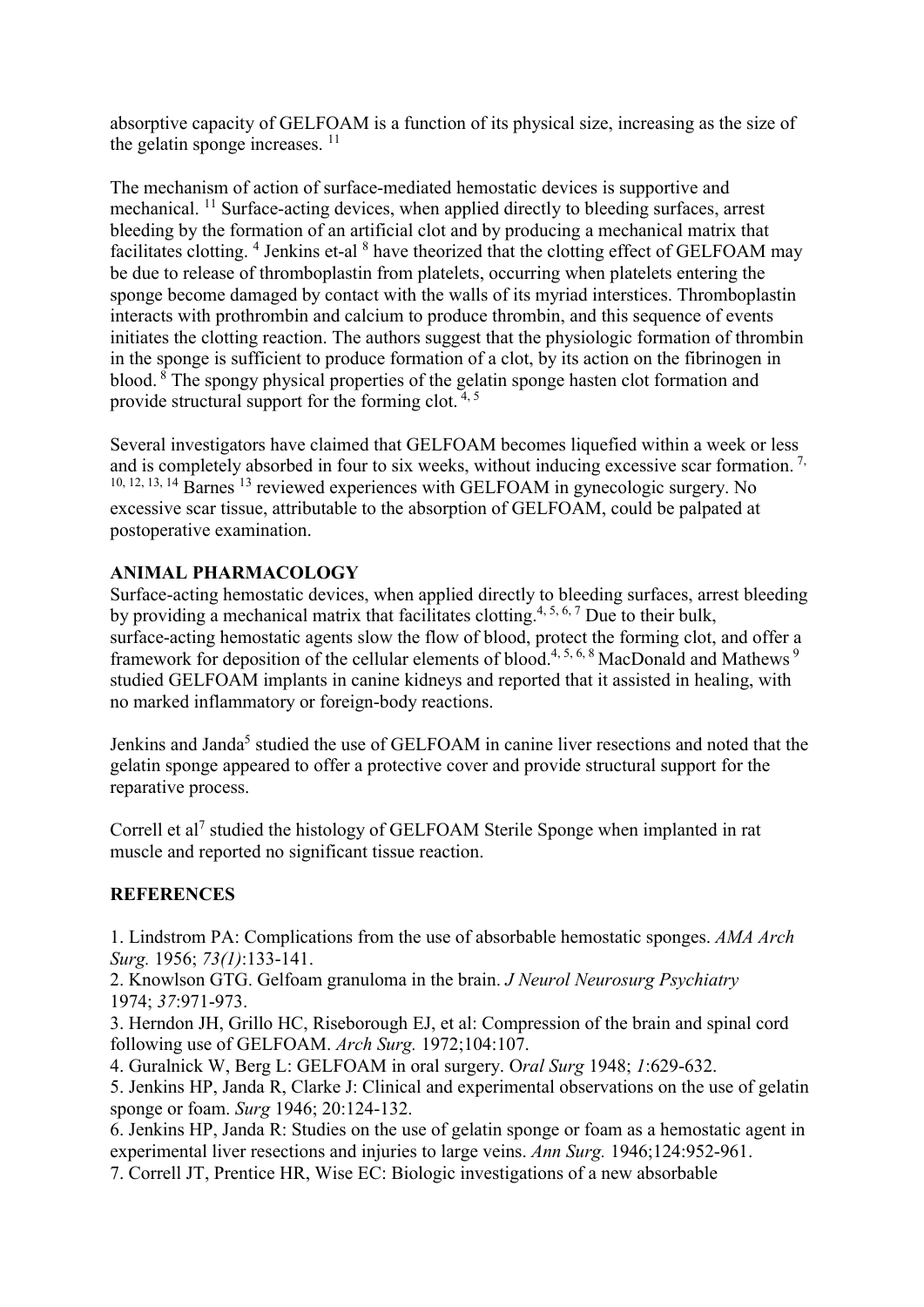absorptive capacity of GELFOAM is a function of its physical size, increasing as the size of the gelatin sponge increases.[11]

The mechanism of action of surface-mediated hemostatic devices is supportive and mechanical.[11] Surface-acting devices, when applied directly to bleeding surfaces, arrest bleeding by the formation of an artificial clot and by producing a mechanical matrix that facilitates clotting.[4] Jenkins et-al[8] have theorized that the clotting effect of GELFOAM may be due to release of thromboplastin from platelets, occurring when platelets entering the sponge become damaged by contact with the walls of its myriad interstices. Thromboplastin interacts with prothrombin and calcium to produce thrombin, and this sequence of events initiates the clotting reaction. The authors suggest that the physiologic formation of thrombin in the sponge is sufficient to produce formation of a clot, by its action on the fibrinogen in blood.[8] The spongy physical properties of the gelatin sponge hasten clot formation and provide structural support for the forming clot.[4, 5]

Several investigators have claimed that GELFOAM becomes liquefied within a week or less and is completely absorbed in four to six weeks, without inducing excessive scar formation.[7, 10, 12, 13, 14] Barnes[13] reviewed experiences with GELFOAM in gynecologic surgery. No excessive scar tissue, attributable to the absorption of GELFOAM, could be palpated at postoperative examination.

## ANIMAL PHARMACOLOGY

Surface-acting hemostatic devices, when applied directly to bleeding surfaces, arrest bleeding by providing a mechanical matrix that facilitates clotting.[4, 5, 6, 7] Due to their bulk, surface-acting hemostatic agents slow the flow of blood, protect the forming clot, and offer a framework for deposition of the cellular elements of blood.[4, 5, 6, 8] MacDonald and Mathews[9] studied GELFOAM implants in canine kidneys and reported that it assisted in healing, with no marked inflammatory or foreign-body reactions.

Jenkins and Janda[5] studied the use of GELFOAM in canine liver resections and noted that the gelatin sponge appeared to offer a protective cover and provide structural support for the reparative process.

Correll et al[7] studied the histology of GELFOAM Sterile Sponge when implanted in rat muscle and reported no significant tissue reaction.

## REFERENCES

1. Lindstrom PA: Complications from the use of absorbable hemostatic sponges. *AMA Arch Surg.* 1956; *73(1)*:133-141.
2. Knowlson GTG. Gelfoam granuloma in the brain. *J Neurol Neurosurg Psychiatry* 1974; *37*:971-973.
3. Herndon JH, Grillo HC, Riseborough EJ, et al: Compression of the brain and spinal cord following use of GELFOAM. *Arch Surg.* 1972;104:107.
4. Guralnick W, Berg L: GELFOAM in oral surgery. O*ral Surg* 1948; *1*:629-632.
5. Jenkins HP, Janda R, Clarke J: Clinical and experimental observations on the use of gelatin sponge or foam. *Surg* 1946; 20:124-132.
6. Jenkins HP, Janda R: Studies on the use of gelatin sponge or foam as a hemostatic agent in experimental liver resections and injuries to large veins. *Ann Surg.* 1946;124:952-961.
7. Correll JT, Prentice HR, Wise EC: Biologic investigations of a new absorbable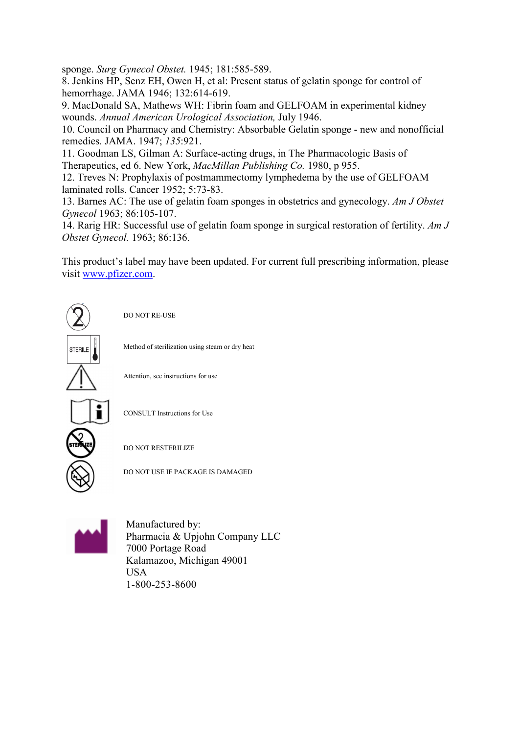sponge. *Surg Gynecol Obstet.* 1945; 181:585-589.

8. Jenkins HP, Senz EH, Owen H, et al: Present status of gelatin sponge for control of hemorrhage. JAMA 1946; 132:614-619.

9. MacDonald SA, Mathews WH: Fibrin foam and GELFOAM in experimental kidney wounds. *Annual American Urological Association,* July 1946.

10. Council on Pharmacy and Chemistry: Absorbable Gelatin sponge - new and nonofficial remedies. JAMA. 1947; *135*:921.

11. Goodman LS, Gilman A: Surface-acting drugs, in The Pharmacologic Basis of Therapeutics, ed 6. New York, *MacMillan Publishing Co.* 1980, p 955.

12. Treves N: Prophylaxis of postmammectomy lymphedema by the use of GELFOAM laminated rolls. Cancer 1952; 5:73-83.

13. Barnes AC: The use of gelatin foam sponges in obstetrics and gynecology. *Am J Obstet Gynecol* 1963; 86:105-107.

14. Rarig HR: Successful use of gelatin foam sponge in surgical restoration of fertility. *Am J Obstet Gynecol.* 1963; 86:136.

This product's label may have been updated. For current full prescribing information, please visit www.pfizer.com.

DO NOT RE-USE

Method of sterilization using steam or dry heat

Attention, see instructions for use

CONSULT Instructions for Use

DO NOT RESTERILIZE

DO NOT USE IF PACKAGE IS DAMAGED

Manufactured by:
Pharmacia & Upjohn Company LLC
7000 Portage Road
Kalamazoo, Michigan 49001
USA
1-800-253-8600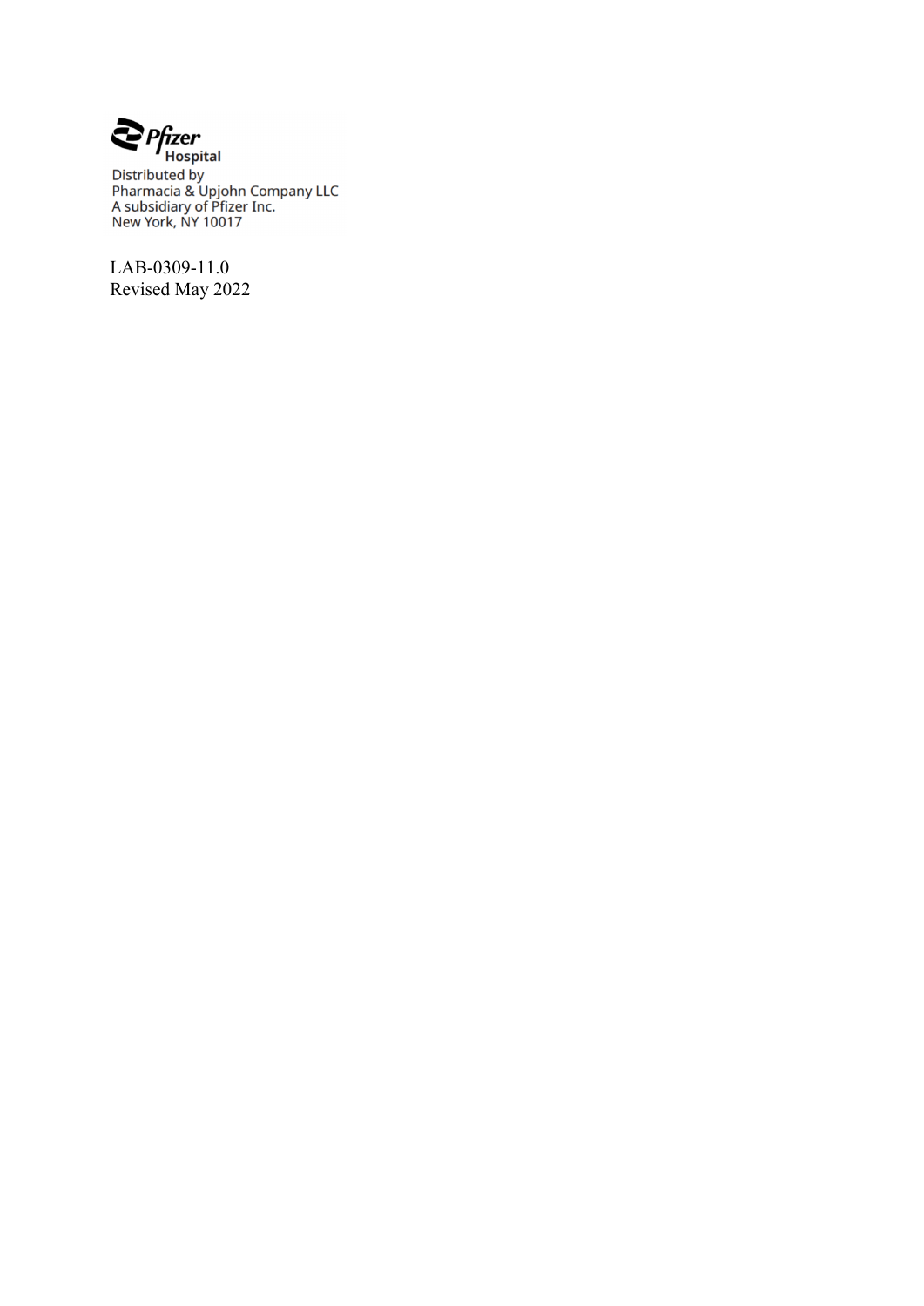Pfizer
Hospital

Distributed by
Pharmacia & Upjohn Company LLC
A subsidiary of Pfizer Inc.
New York, NY 10017

LAB-0309-11.0
Revised May 2022